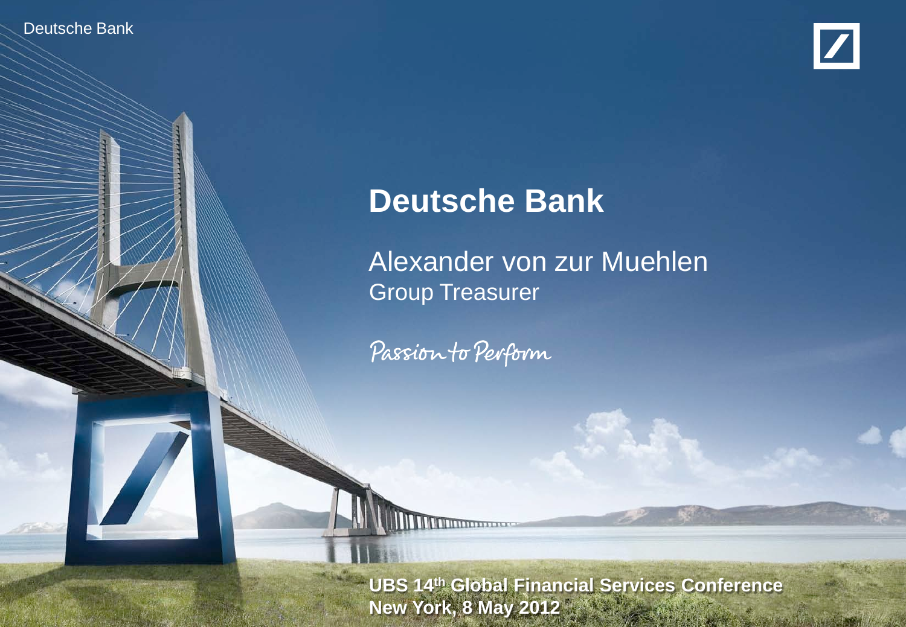# Deutsche Bank

Alexander von zur Muehlen
Group Treasurer

Passion to Perform

**UBS 14th Global Financial Services Conference**
**New York, 8 May 2012**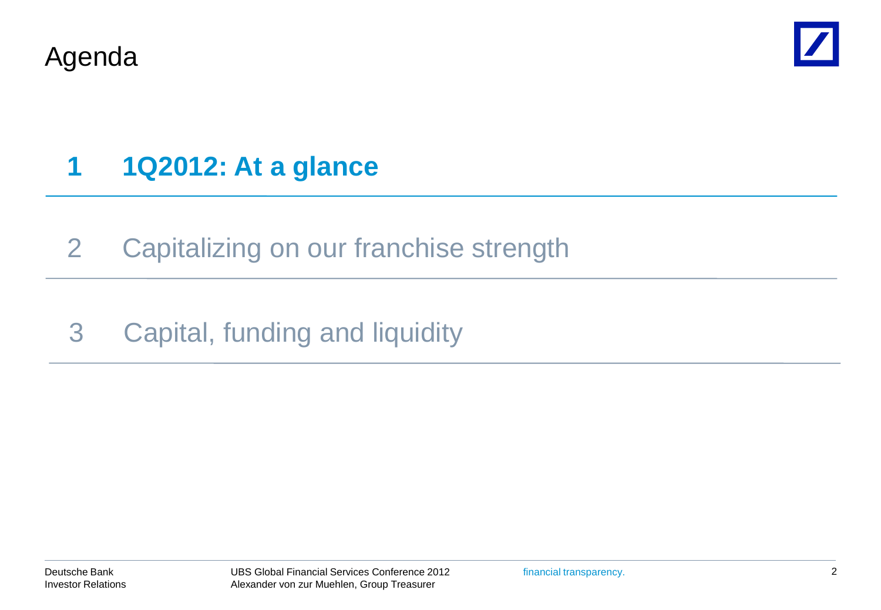# Agenda

**1 1Q2012: At a glance**

2 Capitalizing on our franchise strength

3 Capital, funding and liquidity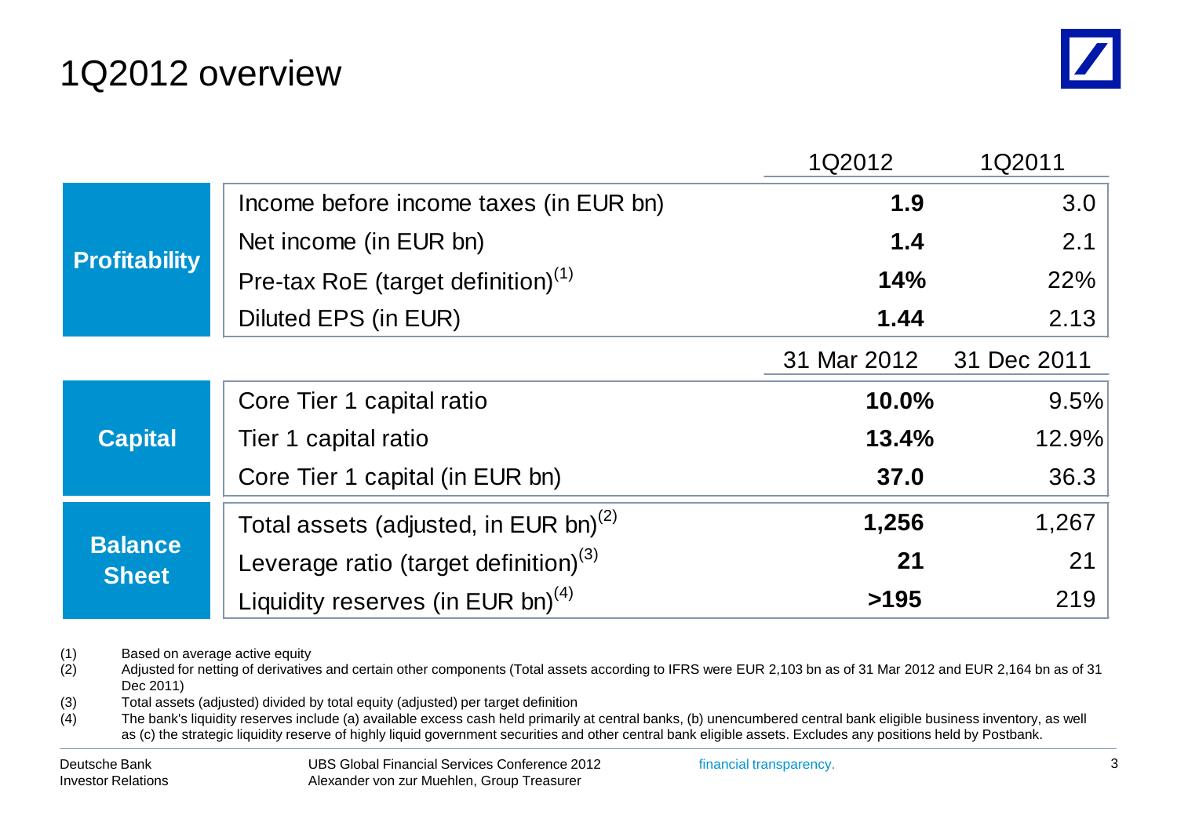# 1Q2012 overview

| | | 1Q2012 | 1Q2011 |
|---|---|---|---|
| **Profitability** | Income before income taxes (in EUR bn) | **1.9** | 3.0 |
| | Net income (in EUR bn) | **1.4** | 2.1 |
| | Pre-tax RoE (target definition)[(1)] | **14%** | 22% |
| | Diluted EPS (in EUR) | **1.44** | 2.13 |
| | | **31 Mar 2012** | **31 Dec 2011** |
| **Capital** | Core Tier 1 capital ratio | **10.0%** | 9.5% |
| | Tier 1 capital ratio | **13.4%** | 12.9% |
| | Core Tier 1 capital (in EUR bn) | **37.0** | 36.3 |
| **Balance Sheet** | Total assets (adjusted, in EUR bn)[(2)] | **1,256** | 1,267 |
| | Leverage ratio (target definition)[(3)] | **21** | 21 |
| | Liquidity reserves (in EUR bn)[(4)] | **>195** | 219 |

(1) Based on average active equity

(2) Adjusted for netting of derivatives and certain other components (Total assets according to IFRS were EUR 2,103 bn as of 31 Mar 2012 and EUR 2,164 bn as of 31 Dec 2011)

(3) Total assets (adjusted) divided by total equity (adjusted) per target definition

(4) The bank's liquidity reserves include (a) available excess cash held primarily at central banks, (b) unencumbered central bank eligible business inventory, as well as (c) the strategic liquidity reserve of highly liquid government securities and other central bank eligible assets. Excludes any positions held by Postbank.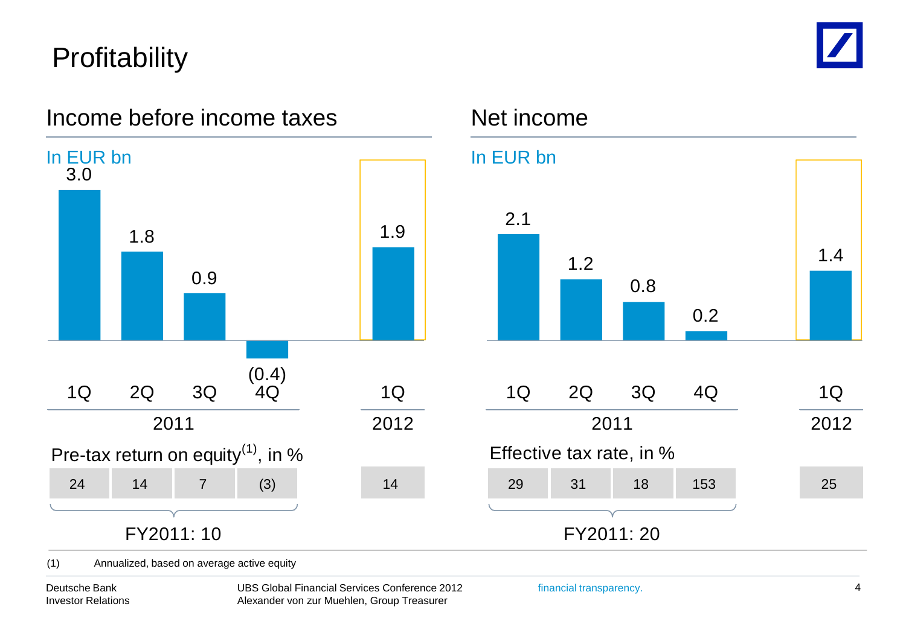# Profitability

## Income before income taxes

In EUR bn

| | 1Q 2011 | 2Q 2011 | 3Q 2011 | 4Q 2011 | 1Q 2012 |
|---|---|---|---|---|---|
| Income before income taxes | 3.0 | 1.8 | 0.9 | (0.4) | 1.9 |
| Pre-tax return on equity[(1)], in % | 24 | 14 | 7 | (3) | 14 |

FY2011: 10

## Net income

In EUR bn

| | 1Q 2011 | 2Q 2011 | 3Q 2011 | 4Q 2011 | 1Q 2012 |
|---|---|---|---|---|---|
| Net income | 2.1 | 1.2 | 0.8 | 0.2 | 1.4 |
| Effective tax rate, in % | 29 | 31 | 18 | 153 | 25 |

FY2011: 20

(1) Annualized, based on average active equity

Deutsche Bank
Investor Relations

UBS Global Financial Services Conference 2012
Alexander von zur Muehlen, Group Treasurer

financial transparency.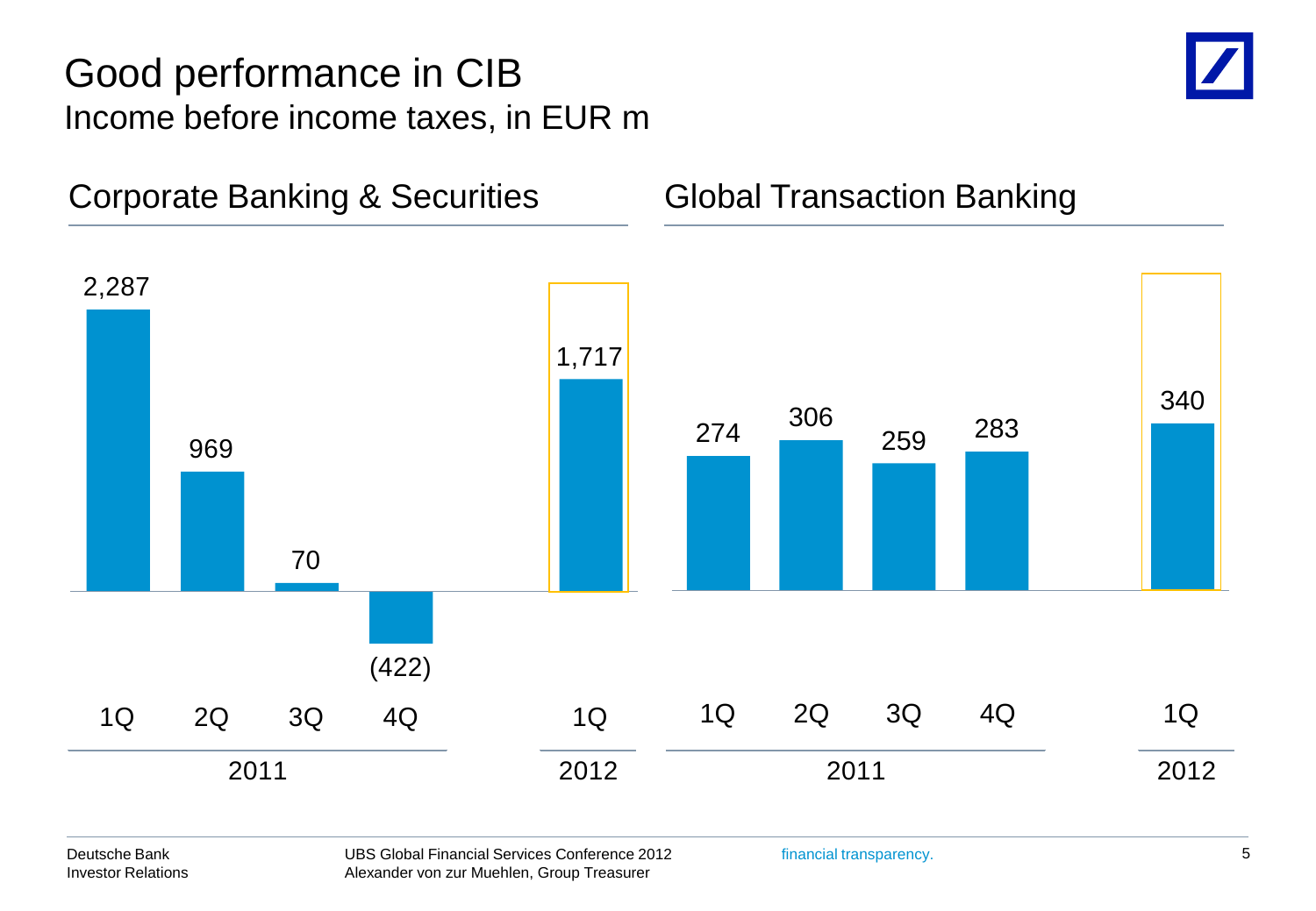# Good performance in CIB

## Income before income taxes, in EUR m

### Corporate Banking & Securities

| | 1Q 2011 | 2Q 2011 | 3Q 2011 | 4Q 2011 | 1Q 2012 |
|---|---|---|---|---|---|
| Income before income taxes | 2,287 | 969 | 70 | (422) | 1,717 |

### Global Transaction Banking

| | 1Q 2011 | 2Q 2011 | 3Q 2011 | 4Q 2011 | 1Q 2012 |
|---|---|---|---|---|---|
| Income before income taxes | 274 | 306 | 259 | 283 | 340 |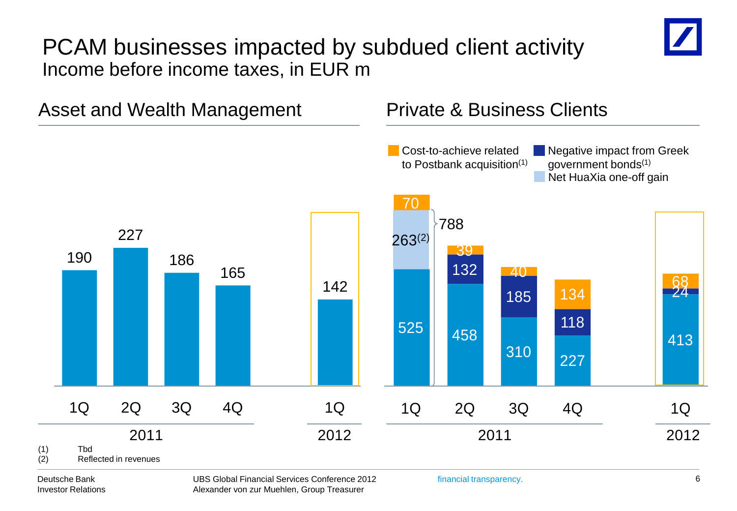# PCAM businesses impacted by subdued client activity

Income before income taxes, in EUR m

## Asset and Wealth Management

| | 1Q 2011 | 2Q 2011 | 3Q 2011 | 4Q 2011 | 1Q 2012 |
|---|---|---|---|---|---|
| Income before income taxes | 190 | 227 | 186 | 165 | 142 |

## Private & Business Clients

| | 1Q 2011 | 2Q 2011 | 3Q 2011 | 4Q 2011 | 1Q 2012 |
|---|---|---|---|---|---|
| Income before income taxes | 525 | 458 | 310 | 227 | 413 |
| Net HuaXia one-off gain | 263(2) | | | | |
| Negative impact from Greek government bonds(1) | | 132 | 185 | 118 | 24 |
| Cost-to-achieve related to Postbank acquisition(1) | 70 | 39 | 40 | 134 | 68 |
| Total | 788 | | | | |

(1) Tbd
(2) Reflected in revenues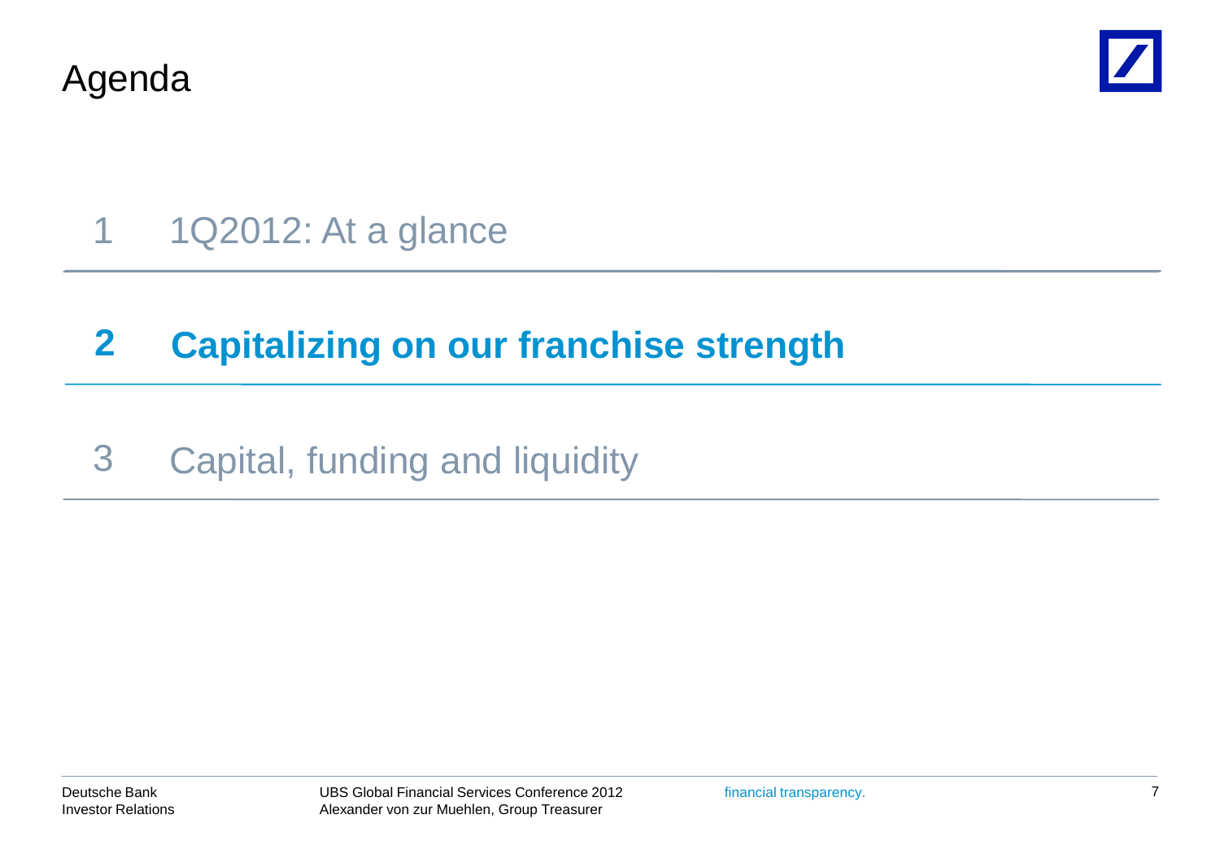# Agenda

1 1Q2012: At a glance

**2 Capitalizing on our franchise strength**

3 Capital, funding and liquidity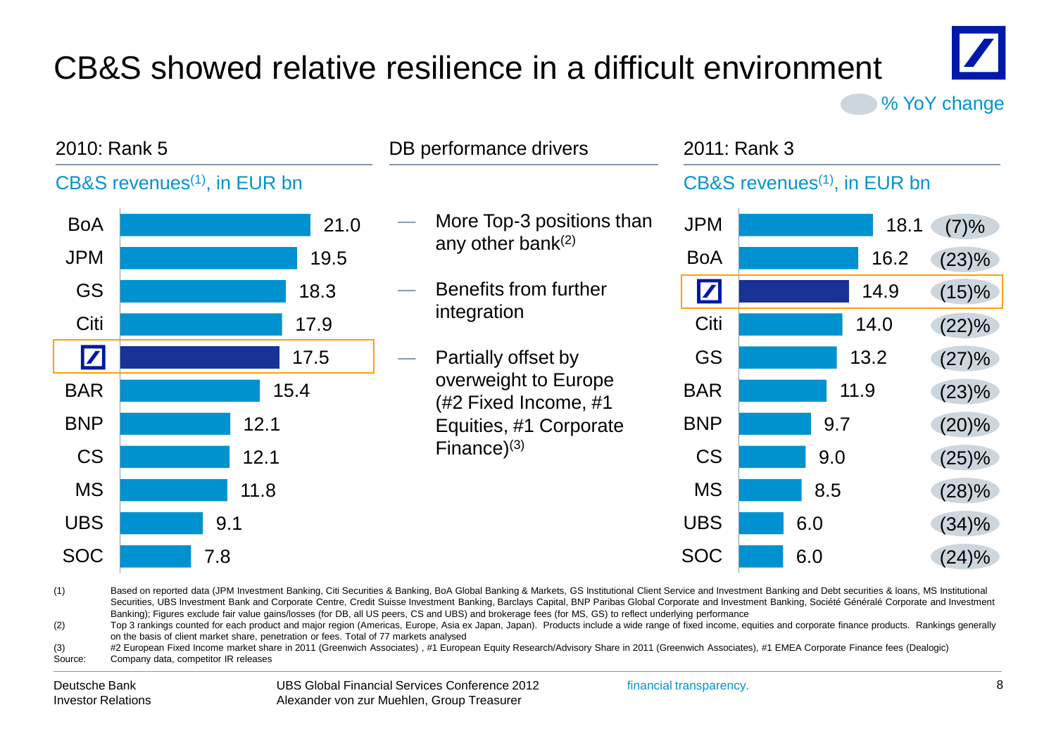# CB&S showed relative resilience in a difficult environment

% YoY change

## 2010: Rank 5

CB&S revenues(1), in EUR bn

| Bank | Revenues |
|---|---|
| BoA | 21.0 |
| JPM | 19.5 |
| GS | 18.3 |
| Citi | 17.9 |
| DB | 17.5 |
| BAR | 15.4 |
| BNP | 12.1 |
| CS | 12.1 |
| MS | 11.8 |
| UBS | 9.1 |
| SOC | 7.8 |

## DB performance drivers

- More Top-3 positions than any other bank(2)
- Benefits from further integration
- Partially offset by overweight to Europe (#2 Fixed Income, #1 Equities, #1 Corporate Finance)(3)

## 2011: Rank 3

CB&S revenues(1), in EUR bn

| Bank | Revenues | % YoY change |
|---|---|---|
| JPM | 18.1 | (7)% |
| BoA | 16.2 | (23)% |
| DB | 14.9 | (15)% |
| Citi | 14.0 | (22)% |
| GS | 13.2 | (27)% |
| BAR | 11.9 | (23)% |
| BNP | 9.7 | (20)% |
| CS | 9.0 | (25)% |
| MS | 8.5 | (28)% |
| UBS | 6.0 | (34)% |
| SOC | 6.0 | (24)% |

(1) Based on reported data (JPM Investment Banking, Citi Securities & Banking, BoA Global Banking & Markets, GS Institutional Client Service and Investment Banking and Debt securities & loans, MS Institutional Securities, UBS Investment Bank and Corporate Centre, Credit Suisse Investment Banking, Barclays Capital, BNP Paribas Global Corporate and Investment Banking, Société Générale Corporate and Investment Banking); Figures exclude fair value gains/losses (for DB, all US peers, CS and UBS) and brokerage fees (for MS, GS) to reflect underlying performance

(2) Top 3 rankings counted for each product and major region (Americas, Europe, Asia ex Japan, Japan). Products include a wide range of fixed income, equities and corporate finance products. Rankings generally on the basis of client market share, penetration or fees. Total of 77 markets analysed

(3) #2 European Fixed Income market share in 2011 (Greenwich Associates) , #1 European Equity Research/Advisory Share in 2011 (Greenwich Associates), #1 EMEA Corporate Finance fees (Dealogic)

Source: Company data, competitor IR releases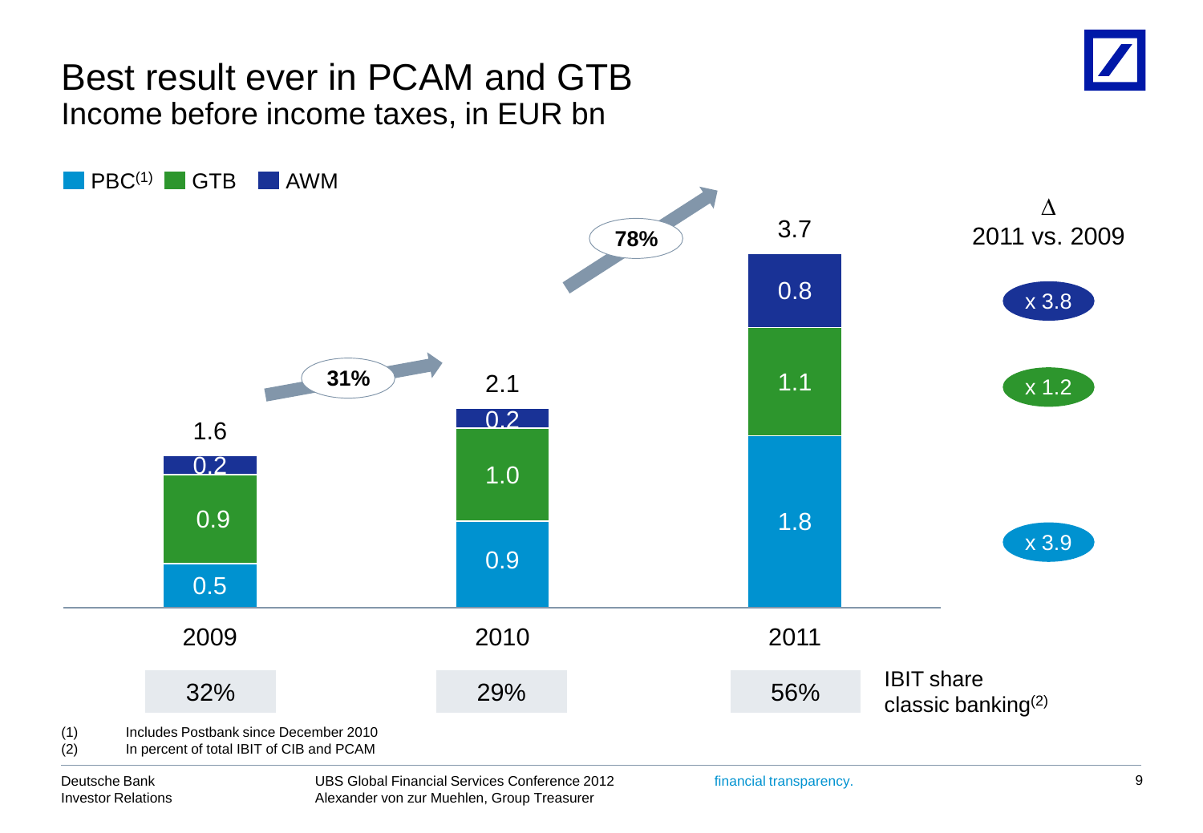# Best result ever in PCAM and GTB

## Income before income taxes, in EUR bn

| | 2009 | 2010 | 2011 | Δ 2011 vs. 2009 |
|---|---|---|---|---|
| PBC[1] | 0.5 | 0.9 | 1.8 | x 3.9 |
| GTB | 0.9 | 1.0 | 1.1 | x 1.2 |
| AWM | 0.2 | 0.2 | 0.8 | x 3.8 |
| Total | 1.6 | 2.1 | 3.7 | |
| IBIT share classic banking[2] | 32% | 29% | 56% | |

Growth 2009 → 2010: 31%

Growth 2010 → 2011: 78%

(1) Includes Postbank since December 2010

(2) In percent of total IBIT of CIB and PCAM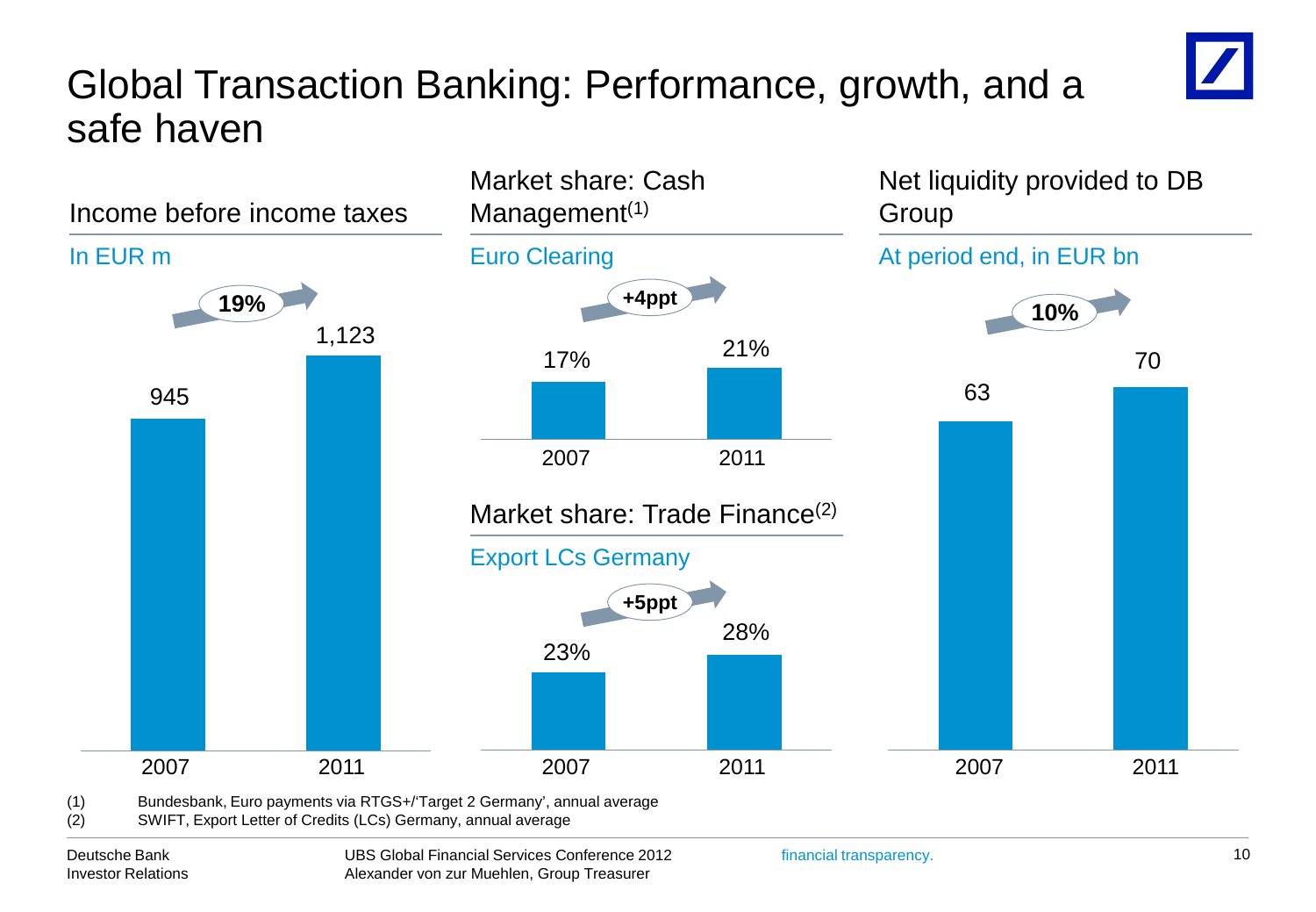# Global Transaction Banking: Performance, growth, and a safe haven

## Income before income taxes

In EUR m

| 2007 | 2011 |
|---|---|
| 945 | 1,123 |

19%

## Market share: Cash Management(1)

Euro Clearing

| 2007 | 2011 |
|---|---|
| 17% | 21% |

+4ppt

## Market share: Trade Finance(2)

Export LCs Germany

| 2007 | 2011 |
|---|---|
| 23% | 28% |

+5ppt

## Net liquidity provided to DB Group

At period end, in EUR bn

| 2007 | 2011 |
|---|---|
| 63 | 70 |

10%

(1) Bundesbank, Euro payments via RTGS+/'Target 2 Germany', annual average

(2) SWIFT, Export Letter of Credits (LCs) Germany, annual average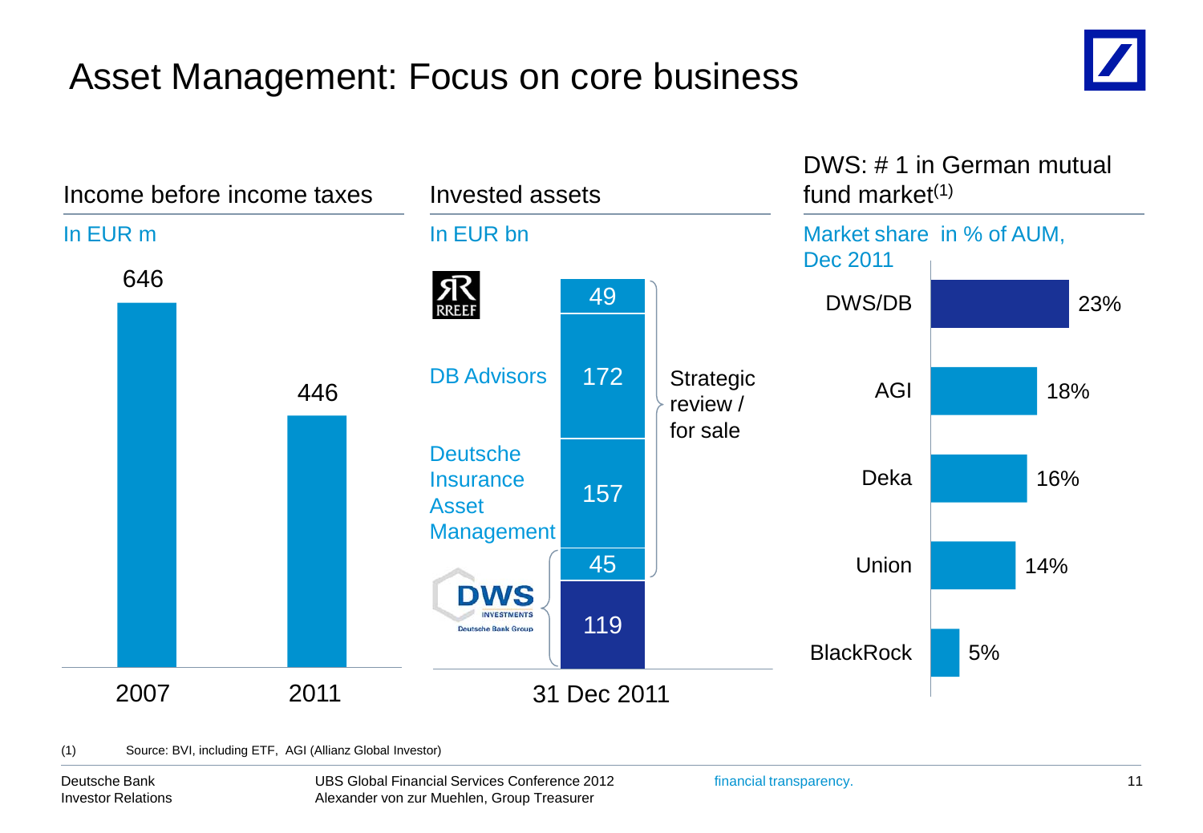# Asset Management: Focus on core business

## Income before income taxes

In EUR m

| | 2007 | 2011 |
|---|---|---|
| Income before income taxes | 646 | 446 |

## Invested assets

In EUR bn

| 31 Dec 2011 | |
|---|---|
| RREEF | 49 |
| DB Advisors | 172 |
| Deutsche Insurance Asset Management | 157 |
| DWS Investments (Deutsche Bank Group) | 45 |
| | 119 |

RREEF, DB Advisors, Deutsche Insurance Asset Management and 45 of DWS: Strategic review / for sale

## DWS: # 1 in German mutual fund market[1]

Market share in % of AUM, Dec 2011

| | Market share |
|---|---|
| DWS/DB | 23% |
| AGI | 18% |
| Deka | 16% |
| Union | 14% |
| BlackRock | 5% |

(1) Source: BVI, including ETF, AGI (Allianz Global Investor)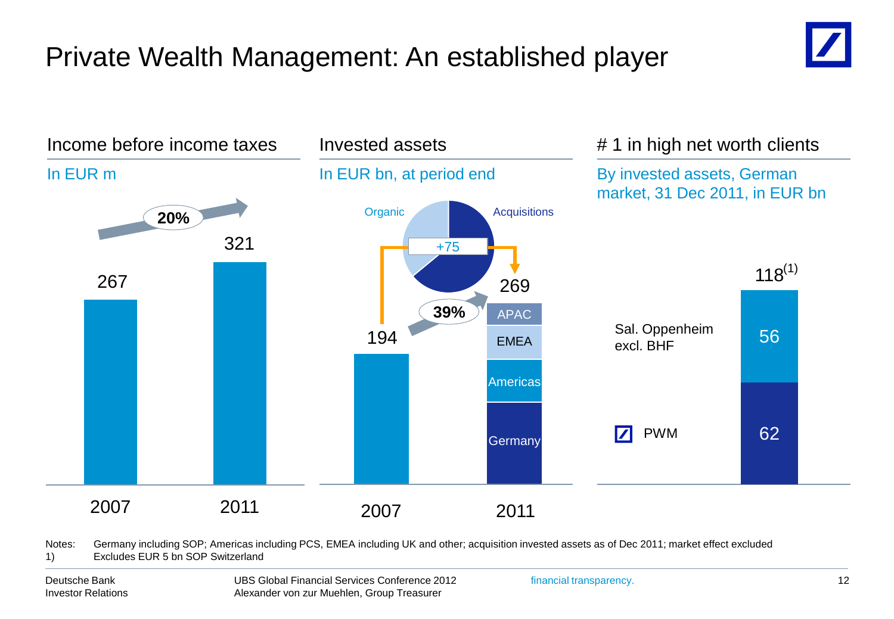# Private Wealth Management: An established player

## Income before income taxes

In EUR m

| | 2007 | 2011 |
|---|---|---|
| Income before income taxes | 267 | 321 |

20%

## Invested assets

In EUR bn, at period end

| | 2007 | 2011 |
|---|---|---|
| Invested assets | 194 | 269 |

2011 breakdown: APAC, EMEA, Americas, Germany

39%

+75 (Organic / Acquisitions)

## # 1 in high net worth clients

By invested assets, German market, 31 Dec 2011, in EUR bn

| | |
|---|---|
| Sal. Oppenheim excl. BHF | 56 |
| PWM | 62 |
| Total | 118[(1)] |

Notes: Germany including SOP; Americas including PCS, EMEA including UK and other; acquisition invested assets as of Dec 2011; market effect excluded

1) Excludes EUR 5 bn SOP Switzerland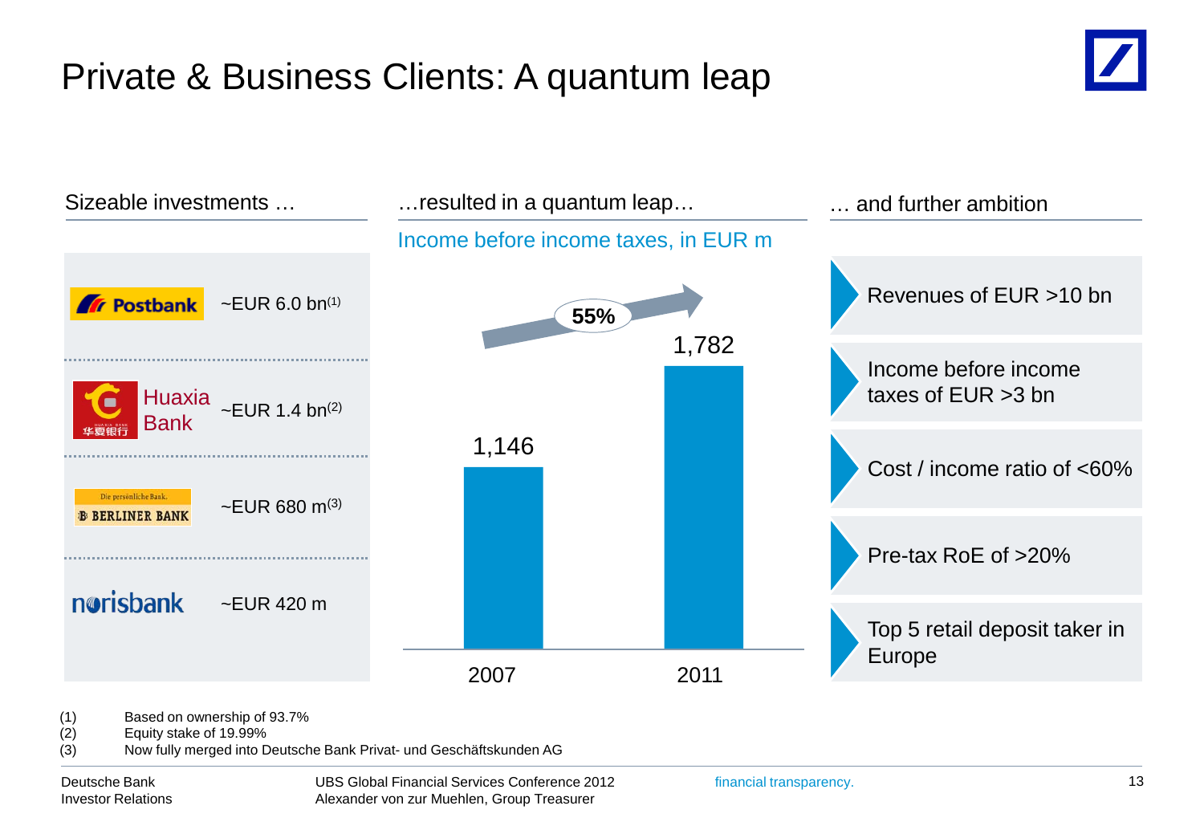# Private & Business Clients: A quantum leap

## Sizeable investments …

| Investment | Amount |
| --- | --- |
| Postbank | ~EUR 6.0 bn[1] |
| Huaxia Bank | ~EUR 1.4 bn[2] |
| Berliner Bank | ~EUR 680 m[3] |
| norisbank | ~EUR 420 m |

## …resulted in a quantum leap…

Income before income taxes, in EUR m

| 2007 | 2011 |
| --- | --- |
| 1,146 | 1,782 |

55%

## … and further ambition

- Revenues of EUR >10 bn
- Income before income taxes of EUR >3 bn
- Cost / income ratio of <60%
- Pre-tax RoE of >20%
- Top 5 retail deposit taker in Europe

(1) Based on ownership of 93.7%
(2) Equity stake of 19.99%
(3) Now fully merged into Deutsche Bank Privat- und Geschäftskunden AG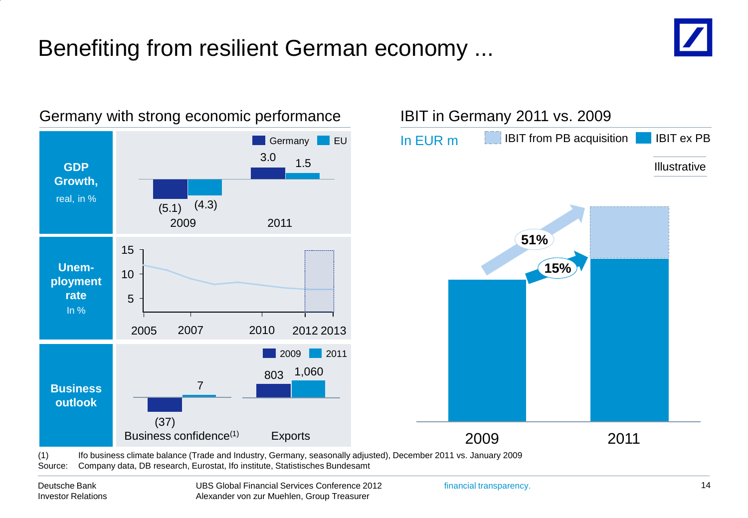# Benefiting from resilient German economy ...

## Germany with strong economic performance

**GDP Growth,** real, in %

| | Germany | EU |
|---|---|---|
| 2009 | (5.1) | (4.3) |
| 2011 | 3.0 | 1.5 |

**Unemployment rate** In %

2005, 2007, 2010, 2012, 2013

**Business outlook**

| | 2009 | 2011 |
|---|---|---|
| Business confidence(1) | (37) | 7 |
| Exports | 803 | 1,060 |

## IBIT in Germany 2011 vs. 2009

In EUR m — IBIT from PB acquisition; IBIT ex PB

Illustrative

2009 → 2011: 51% (incl. PB acquisition); 15% (ex PB)

(1) Ifo business climate balance (Trade and Industry, Germany, seasonally adjusted), December 2011 vs. January 2009

Source: Company data, DB research, Eurostat, Ifo institute, Statistisches Bundesamt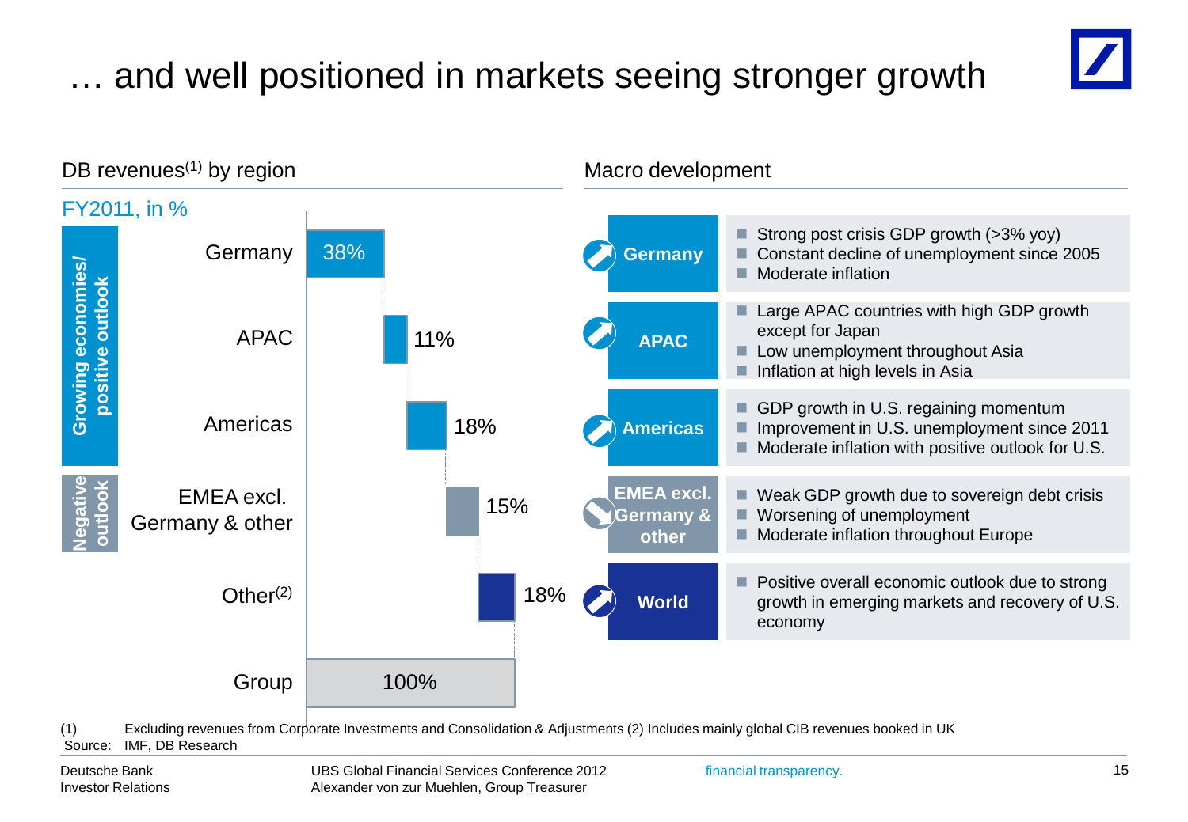# … and well positioned in markets seeing stronger growth

## DB revenues[1] by region

FY2011, in %

| Outlook | Region | Share |
|---|---|---|
| Growing economies/ positive outlook | Germany | 38% |
| | APAC | 11% |
| | Americas | 18% |
| Negative outlook | EMEA excl. Germany & other | 15% |
| | Other[2] | 18% |
| | Group | 100% |

## Macro development

| Region | Outlook | Macro development |
|---|---|---|
| Germany | ↗ | Strong post crisis GDP growth (>3% yoy); Constant decline of unemployment since 2005; Moderate inflation |
| APAC | ↗ | Large APAC countries with high GDP growth except for Japan; Low unemployment throughout Asia; Inflation at high levels in Asia |
| Americas | ↗ | GDP growth in U.S. regaining momentum; Improvement in U.S. unemployment since 2011; Moderate inflation with positive outlook for U.S. |
| EMEA excl. Germany & other | ↘ | Weak GDP growth due to sovereign debt crisis; Worsening of unemployment; Moderate inflation throughout Europe |
| World | ↗ | Positive overall economic outlook due to strong growth in emerging markets and recovery of U.S. economy |

(1) Excluding revenues from Corporate Investments and Consolidation & Adjustments (2) Includes mainly global CIB revenues booked in UK

Source: IMF, DB Research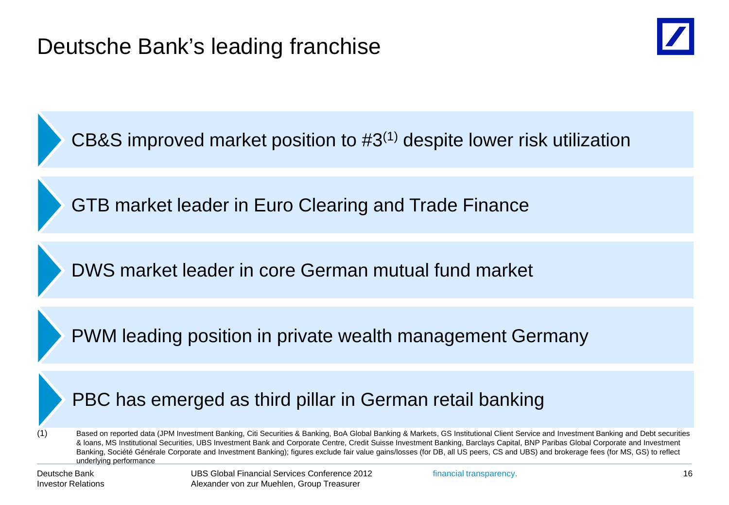# Deutsche Bank's leading franchise

- CB&S improved market position to #3[1] despite lower risk utilization
- GTB market leader in Euro Clearing and Trade Finance
- DWS market leader in core German mutual fund market
- PWM leading position in private wealth management Germany
- PBC has emerged as third pillar in German retail banking

(1) Based on reported data (JPM Investment Banking, Citi Securities & Banking, BoA Global Banking & Markets, GS Institutional Client Service and Investment Banking and Debt securities & loans, MS Institutional Securities, UBS Investment Bank and Corporate Centre, Credit Suisse Investment Banking, Barclays Capital, BNP Paribas Global Corporate and Investment Banking, Société Générale Corporate and Investment Banking); figures exclude fair value gains/losses (for DB, all US peers, CS and UBS) and brokerage fees (for MS, GS) to reflect underlying performance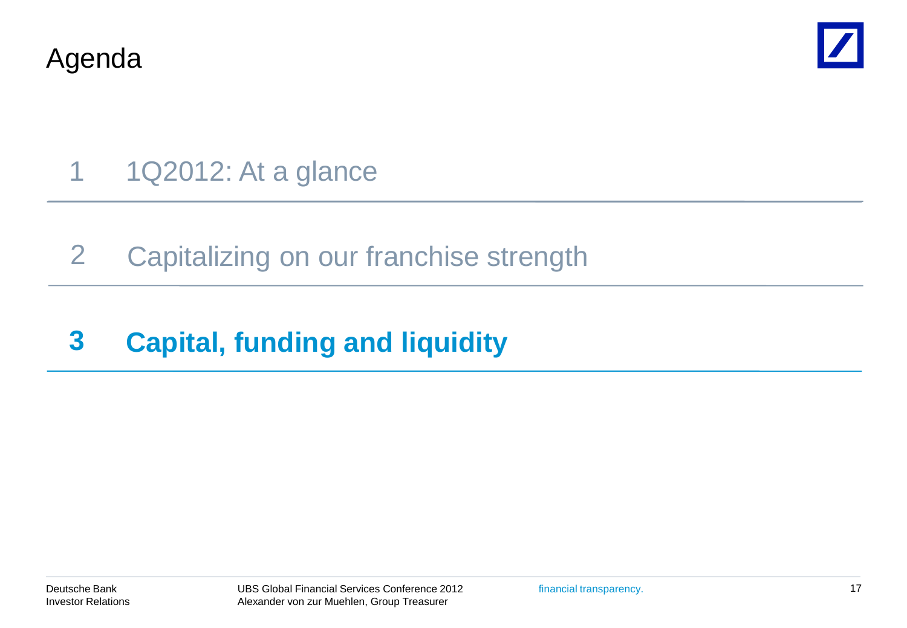# Agenda

1 1Q2012: At a glance

2 Capitalizing on our franchise strength

**3 Capital, funding and liquidity**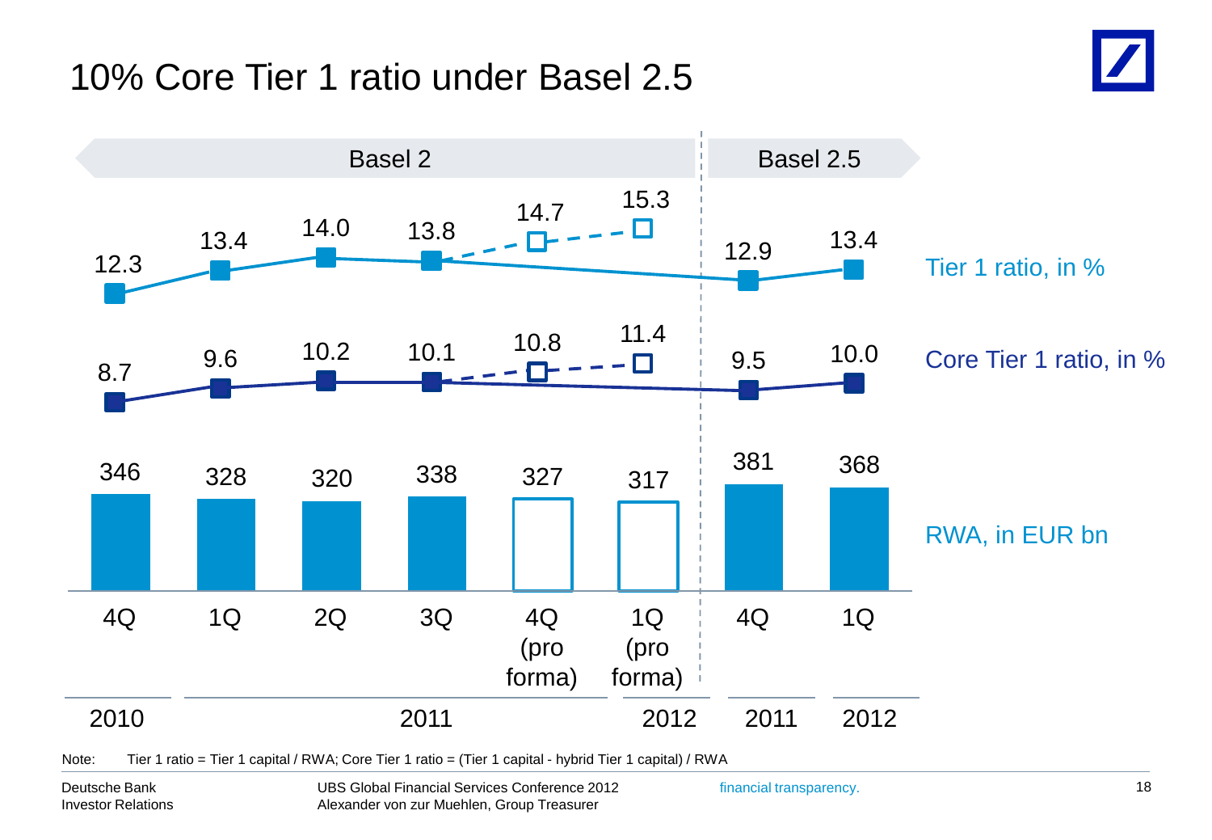# 10% Core Tier 1 ratio under Basel 2.5

| | Basel 2 | | | | | | Basel 2.5 | |
|---|---|---|---|---|---|---|---|---|
| | 4Q | 1Q | 2Q | 3Q | 4Q (pro forma) | 1Q (pro forma) | 4Q | 1Q |
| | 2010 | 2011 | 2011 | 2011 | 2011 | 2012 | 2011 | 2012 |
| Tier 1 ratio, in % | 12.3 | 13.4 | 14.0 | 13.8 | 14.7 | 15.3 | 12.9 | 13.4 |
| Core Tier 1 ratio, in % | 8.7 | 9.6 | 10.2 | 10.1 | 10.8 | 11.4 | 9.5 | 10.0 |
| RWA, in EUR bn | 346 | 328 | 320 | 338 | 327 | 317 | 381 | 368 |

Note: Tier 1 ratio = Tier 1 capital / RWA; Core Tier 1 ratio = (Tier 1 capital - hybrid Tier 1 capital) / RWA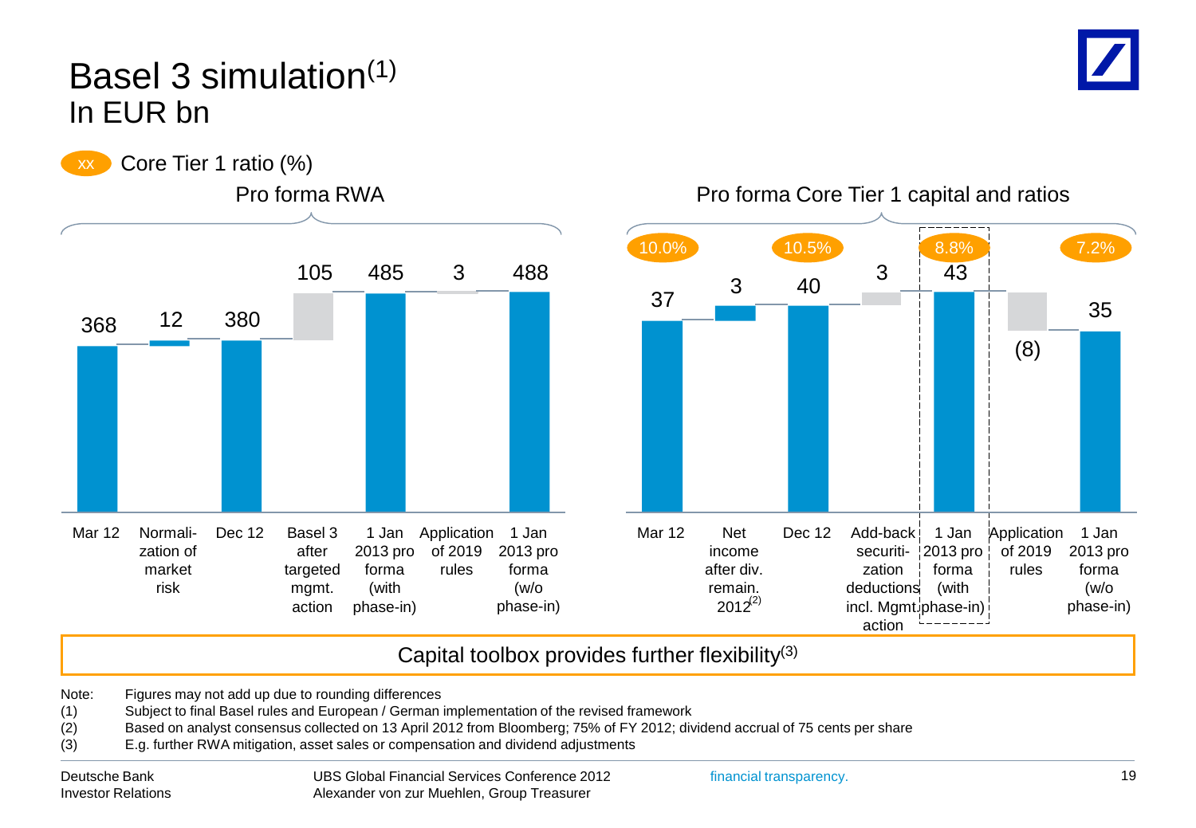# Basel 3 simulation(1)

## In EUR bn

XX Core Tier 1 ratio (%)

### Pro forma RWA

| | Mar 12 | Normalization of market risk | Dec 12 | Basel 3 after targeted mgmt. action | 1 Jan 2013 pro forma (with phase-in) | Application of 2019 rules | 1 Jan 2013 pro forma (w/o phase-in) |
|---|---|---|---|---|---|---|---|
| RWA | 368 | 12 | 380 | 105 | 485 | 3 | 488 |

### Pro forma Core Tier 1 capital and ratios

| | Mar 12 | Net income after div. remain. 2012(2) | Dec 12 | Add-back securitization deductions incl. Mgmt. action | 1 Jan 2013 pro forma (with phase-in) | Application of 2019 rules | 1 Jan 2013 pro forma (w/o phase-in) |
|---|---|---|---|---|---|---|---|
| Core Tier 1 capital | 37 | 3 | 40 | 3 | 43 | (8) | 35 |
| Core Tier 1 ratio | 10.0% | | 10.5% | | 8.8% | | 7.2% |

Capital toolbox provides further flexibility(3)

Note: Figures may not add up due to rounding differences

(1) Subject to final Basel rules and European / German implementation of the revised framework

(2) Based on analyst consensus collected on 13 April 2012 from Bloomberg; 75% of FY 2012; dividend accrual of 75 cents per share

(3) E.g. further RWA mitigation, asset sales or compensation and dividend adjustments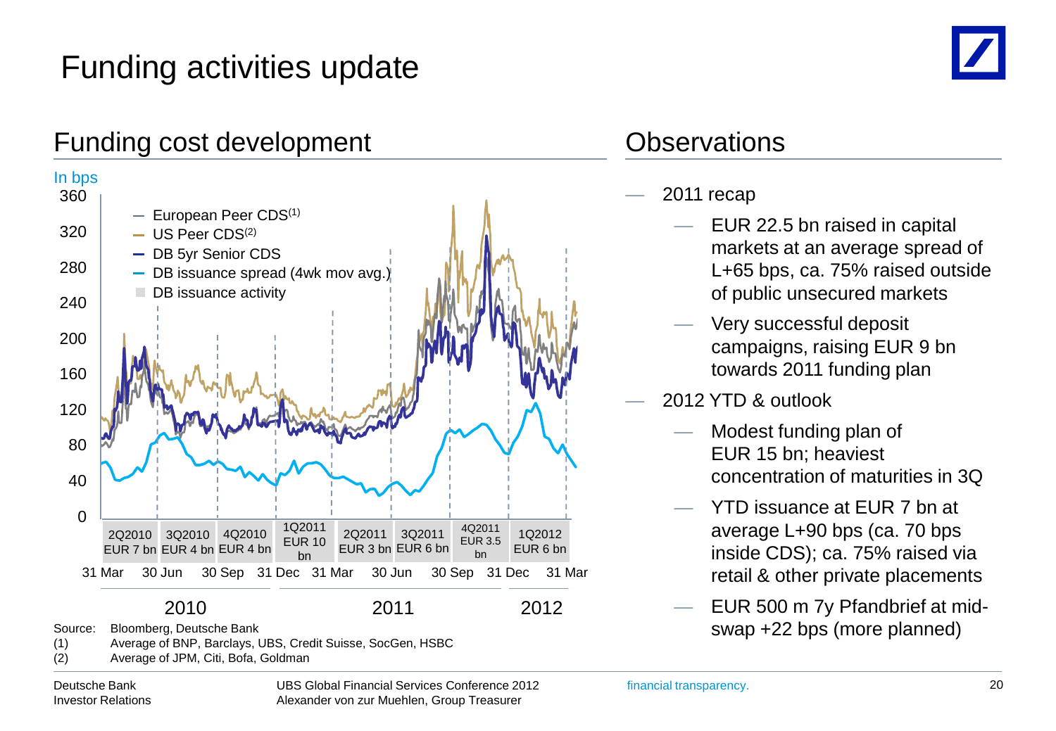# Funding activities update

## Funding cost development

In bps

- European Peer CDS[1]
- US Peer CDS[2]
- DB 5yr Senior CDS
- DB issuance spread (4wk mov avg.)
- DB issuance activity

| 2Q2010 | 3Q2010 | 4Q2010 | 1Q2011 | 2Q2011 | 3Q2011 | 4Q2011 | 1Q2012 |
|---|---|---|---|---|---|---|---|
| EUR 7 bn | EUR 4 bn | EUR 4 bn | EUR 10 bn | EUR 3 bn | EUR 6 bn | EUR 3.5 bn | EUR 6 bn |

Source: Bloomberg, Deutsche Bank

(1) Average of BNP, Barclays, UBS, Credit Suisse, SocGen, HSBC

(2) Average of JPM, Citi, Bofa, Goldman

## Observations

- 2011 recap
  - EUR 22.5 bn raised in capital markets at an average spread of L+65 bps, ca. 75% raised outside of public unsecured markets
  - Very successful deposit campaigns, raising EUR 9 bn towards 2011 funding plan
- 2012 YTD & outlook
  - Modest funding plan of EUR 15 bn; heaviest concentration of maturities in 3Q
  - YTD issuance at EUR 7 bn at average L+90 bps (ca. 70 bps inside CDS); ca. 75% raised via retail & other private placements
  - EUR 500 m 7y Pfandbrief at mid-swap +22 bps (more planned)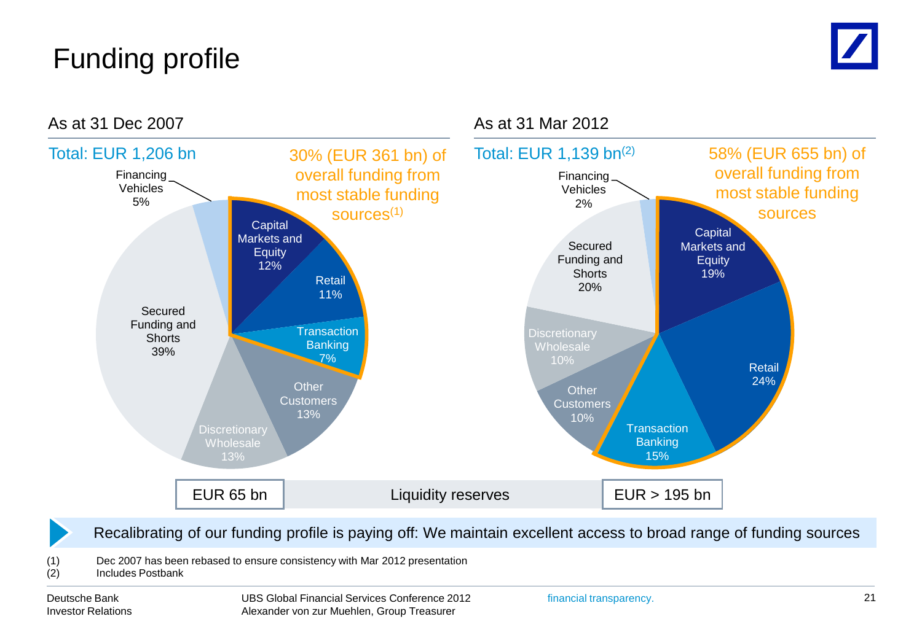# Funding profile

## As at 31 Dec 2007

Total: EUR 1,206 bn

30% (EUR 361 bn) of overall funding from most stable funding sources[1]

| Funding source | Share |
|---|---|
| Capital Markets and Equity | 12% |
| Retail | 11% |
| Transaction Banking | 7% |
| Other Customers | 13% |
| Discretionary Wholesale | 13% |
| Secured Funding and Shorts | 39% |
| Financing Vehicles | 5% |

## As at 31 Mar 2012

Total: EUR 1,139 bn[2]

58% (EUR 655 bn) of overall funding from most stable funding sources

| Funding source | Share |
|---|---|
| Capital Markets and Equity | 19% |
| Retail | 24% |
| Transaction Banking | 15% |
| Other Customers | 10% |
| Discretionary Wholesale | 10% |
| Secured Funding and Shorts | 20% |
| Financing Vehicles | 2% |

| | 31 Dec 2007 | 31 Mar 2012 |
|---|---|---|
| Liquidity reserves | EUR 65 bn | EUR > 195 bn |

Recalibrating of our funding profile is paying off: We maintain excellent access to broad range of funding sources

(1) Dec 2007 has been rebased to ensure consistency with Mar 2012 presentation
(2) Includes Postbank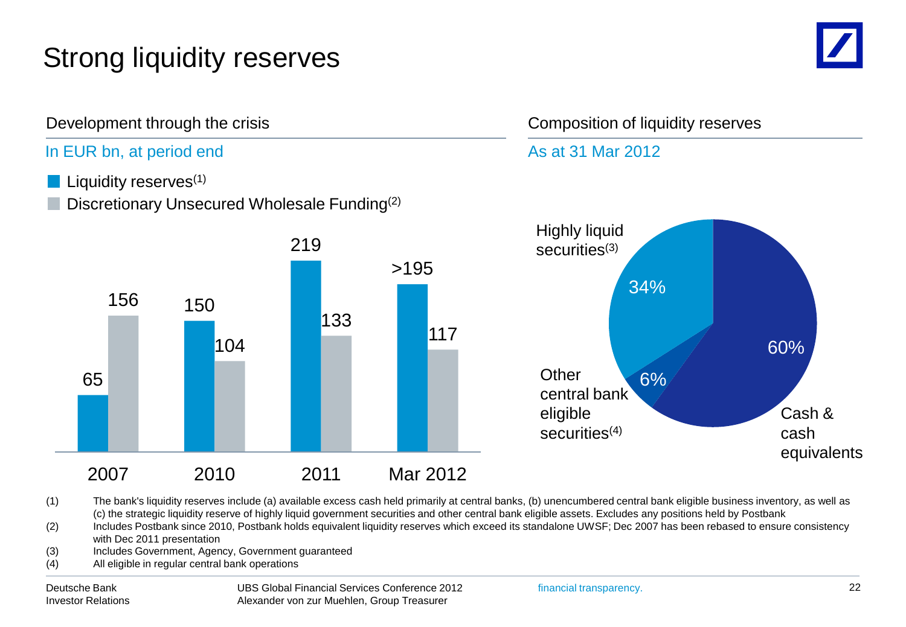# Strong liquidity reserves

## Development through the crisis

In EUR bn, at period end

- Liquidity reserves[(1)]
- Discretionary Unsecured Wholesale Funding[(2)]

| | 2007 | 2010 | 2011 | Mar 2012 |
|---|---|---|---|---|
| Liquidity reserves[(1)] | 65 | 150 | 219 | >195 |
| Discretionary Unsecured Wholesale Funding[(2)] | 156 | 104 | 133 | 117 |

## Composition of liquidity reserves

As at 31 Mar 2012

| Component | Share |
|---|---|
| Cash & cash equivalents | 60% |
| Highly liquid securities[(3)] | 34% |
| Other central bank eligible securities[(4)] | 6% |

(1) The bank's liquidity reserves include (a) available excess cash held primarily at central banks, (b) unencumbered central bank eligible business inventory, as well as (c) the strategic liquidity reserve of highly liquid government securities and other central bank eligible assets. Excludes any positions held by Postbank

(2) Includes Postbank since 2010, Postbank holds equivalent liquidity reserves which exceed its standalone UWSF; Dec 2007 has been rebased to ensure consistency with Dec 2011 presentation

(3) Includes Government, Agency, Government guaranteed

(4) All eligible in regular central bank operations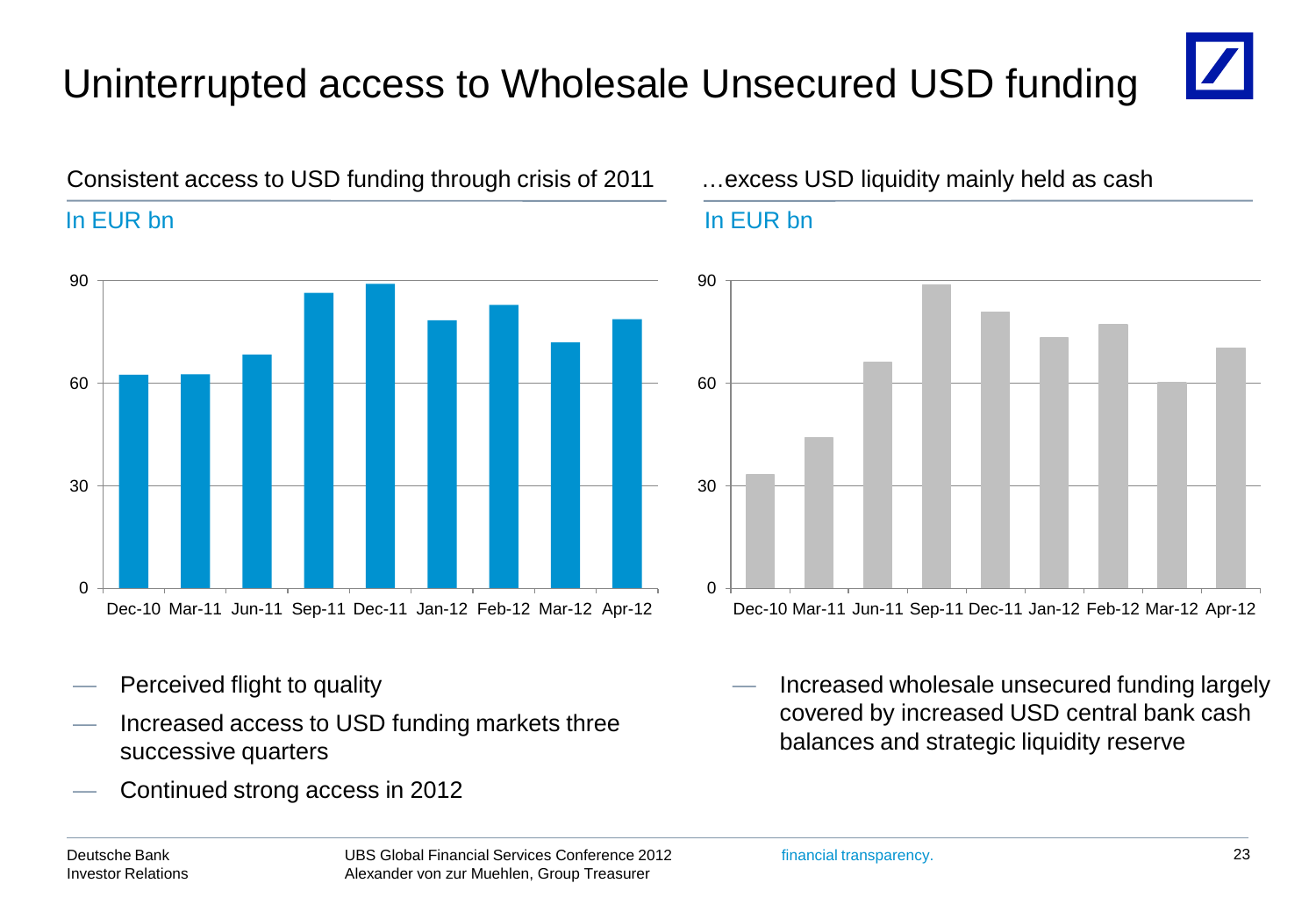# Uninterrupted access to Wholesale Unsecured USD funding

## Consistent access to USD funding through crisis of 2011

In EUR bn

- Perceived flight to quality
- Increased access to USD funding markets three successive quarters
- Continued strong access in 2012

## …excess USD liquidity mainly held as cash

In EUR bn

- Increased wholesale unsecured funding largely covered by increased USD central bank cash balances and strategic liquidity reserve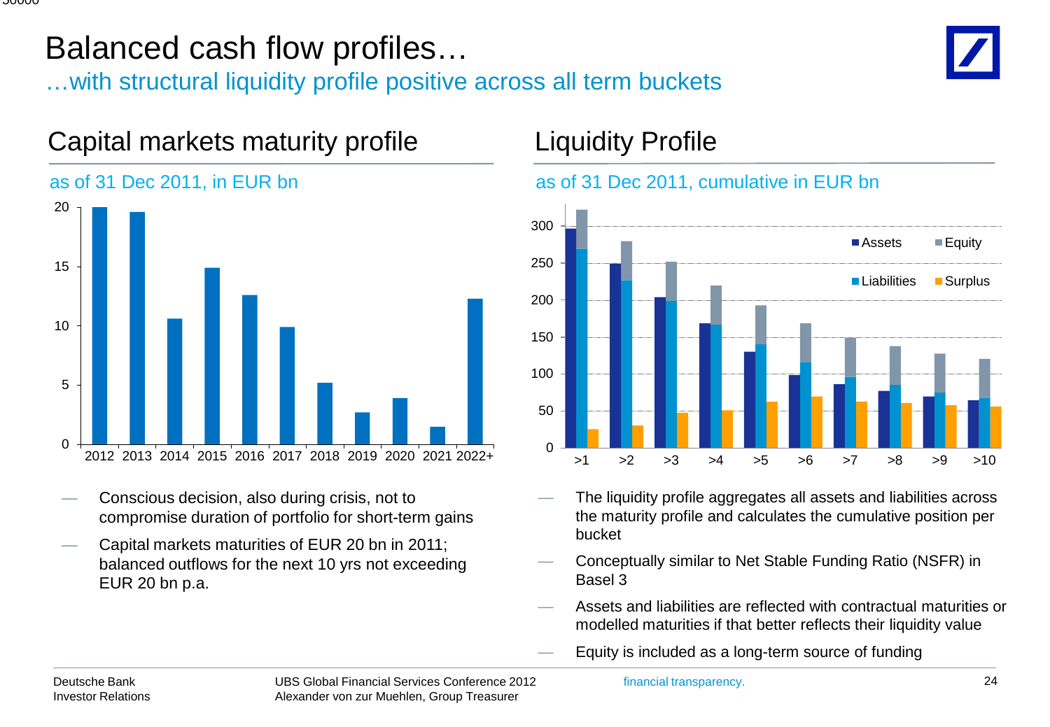# Balanced cash flow profiles…

## …with structural liquidity profile positive across all term buckets

## Capital markets maturity profile

as of 31 Dec 2011, in EUR bn

- Conscious decision, also during crisis, not to compromise duration of portfolio for short-term gains
- Capital markets maturities of EUR 20 bn in 2011; balanced outflows for the next 10 yrs not exceeding EUR 20 bn p.a.

## Liquidity Profile

as of 31 Dec 2011, cumulative in EUR bn

- The liquidity profile aggregates all assets and liabilities across the maturity profile and calculates the cumulative position per bucket
- Conceptually similar to Net Stable Funding Ratio (NSFR) in Basel 3
- Assets and liabilities are reflected with contractual maturities or modelled maturities if that better reflects their liquidity value
- Equity is included as a long-term source of funding

Deutsche Bank
Investor Relations

UBS Global Financial Services Conference 2012
Alexander von zur Muehlen, Group Treasurer

financial transparency.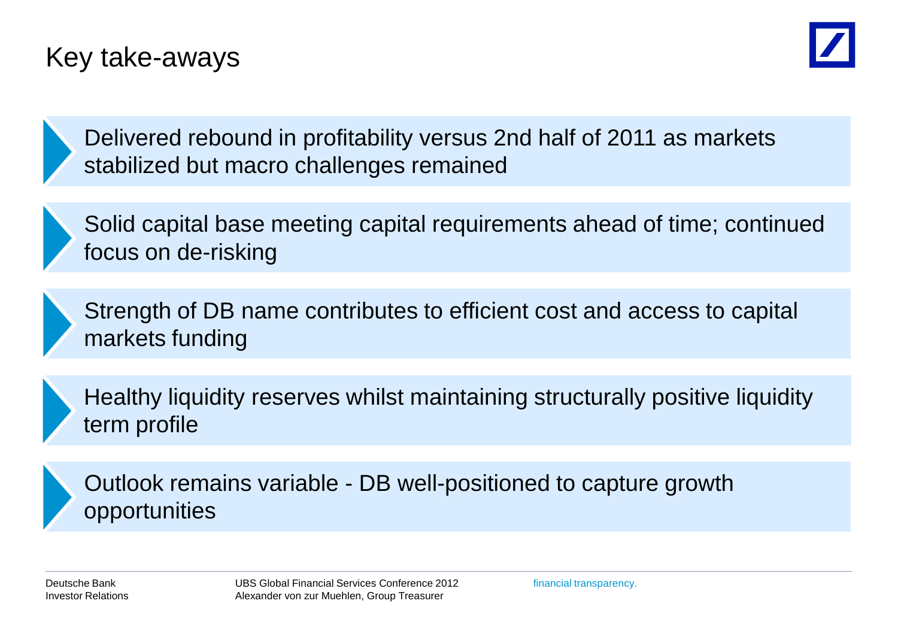# Key take-aways

- Delivered rebound in profitability versus 2nd half of 2011 as markets stabilized but macro challenges remained
- Solid capital base meeting capital requirements ahead of time; continued focus on de-risking
- Strength of DB name contributes to efficient cost and access to capital markets funding
- Healthy liquidity reserves whilst maintaining structurally positive liquidity term profile
- Outlook remains variable - DB well-positioned to capture growth opportunities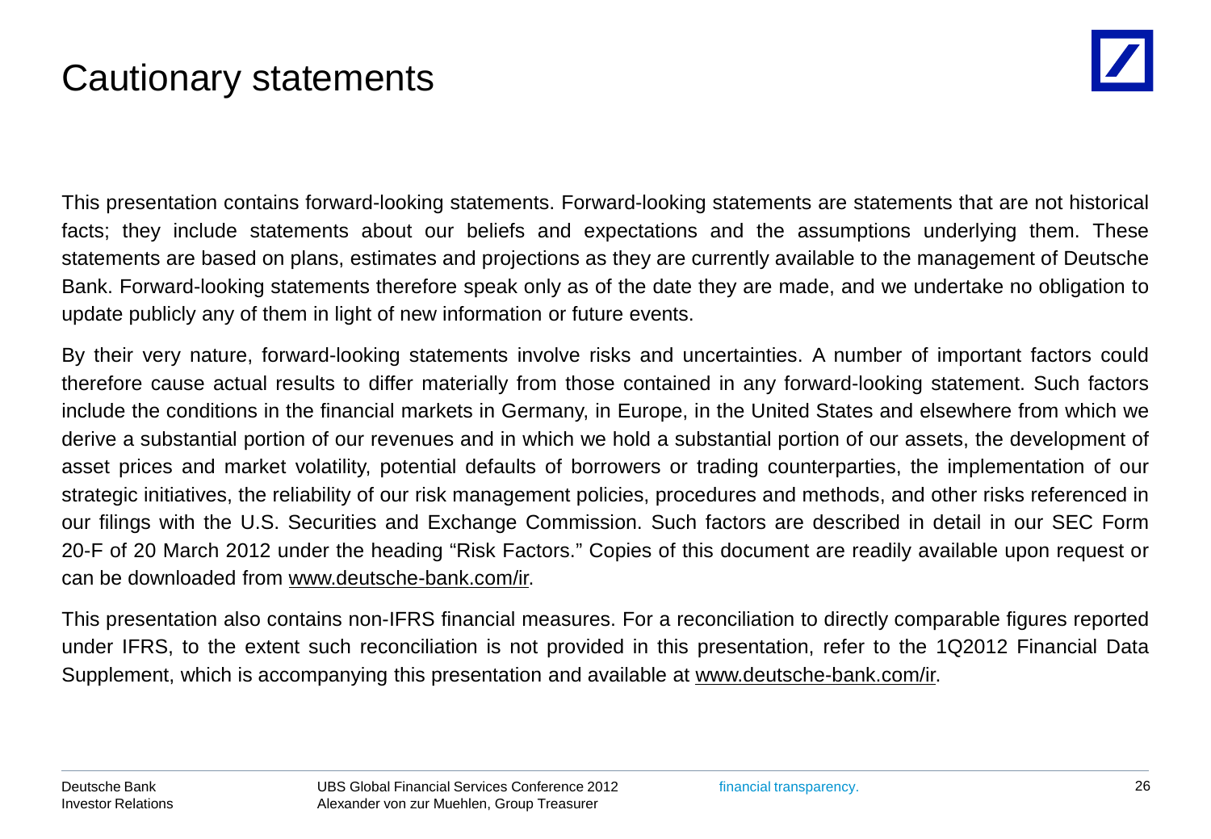# Cautionary statements

This presentation contains forward-looking statements. Forward-looking statements are statements that are not historical facts; they include statements about our beliefs and expectations and the assumptions underlying them. These statements are based on plans, estimates and projections as they are currently available to the management of Deutsche Bank. Forward-looking statements therefore speak only as of the date they are made, and we undertake no obligation to update publicly any of them in light of new information or future events.

By their very nature, forward-looking statements involve risks and uncertainties. A number of important factors could therefore cause actual results to differ materially from those contained in any forward-looking statement. Such factors include the conditions in the financial markets in Germany, in Europe, in the United States and elsewhere from which we derive a substantial portion of our revenues and in which we hold a substantial portion of our assets, the development of asset prices and market volatility, potential defaults of borrowers or trading counterparties, the implementation of our strategic initiatives, the reliability of our risk management policies, procedures and methods, and other risks referenced in our filings with the U.S. Securities and Exchange Commission. Such factors are described in detail in our SEC Form 20-F of 20 March 2012 under the heading "Risk Factors." Copies of this document are readily available upon request or can be downloaded from www.deutsche-bank.com/ir.

This presentation also contains non-IFRS financial measures. For a reconciliation to directly comparable figures reported under IFRS, to the extent such reconciliation is not provided in this presentation, refer to the 1Q2012 Financial Data Supplement, which is accompanying this presentation and available at www.deutsche-bank.com/ir.